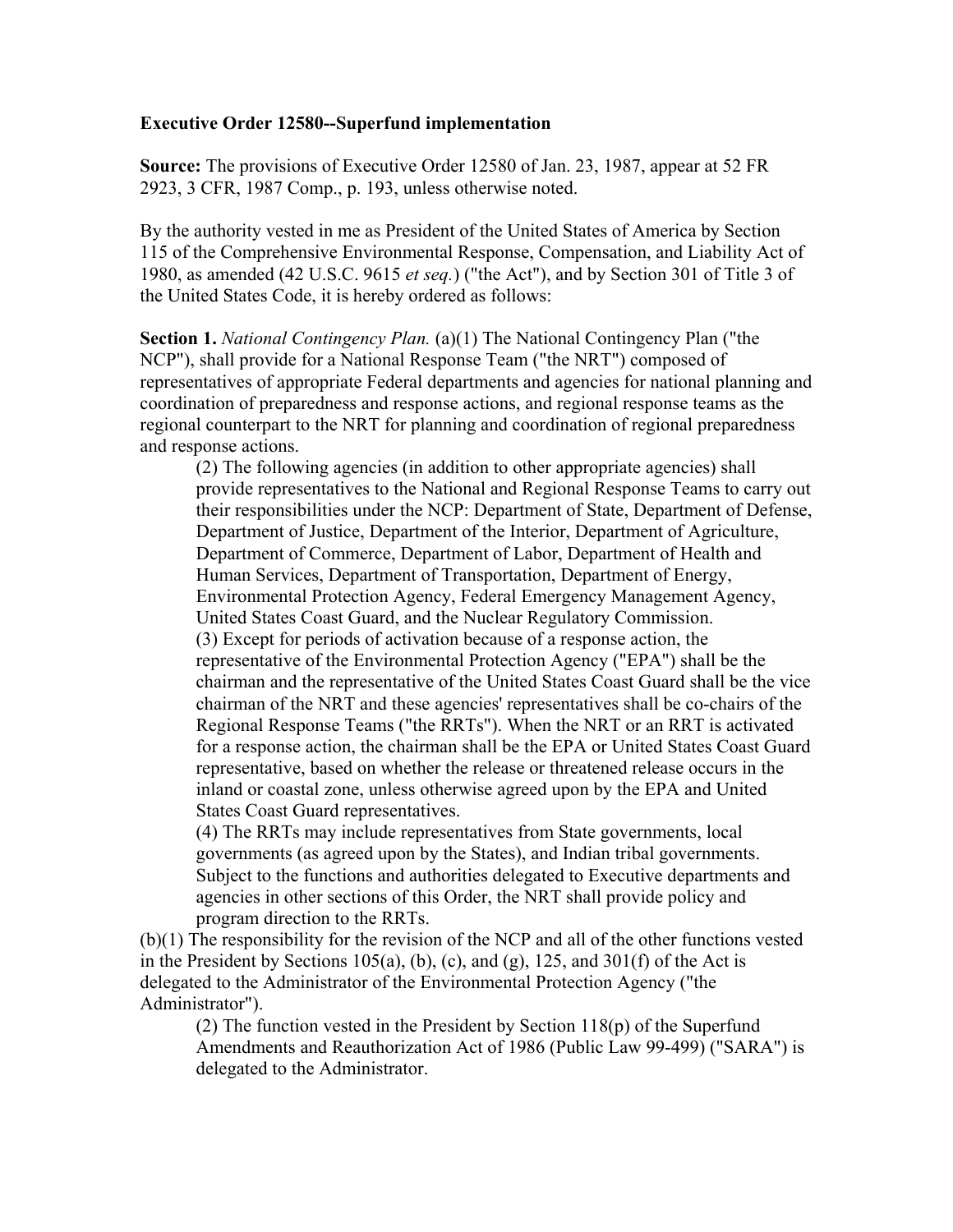**Executive Order 12580--Superfund implementation**

**Source:** The provisions of Executive Order 12580 of Jan. 23, 1987, appear at 52 FR 2923, 3 CFR, 1987 Comp., p. 193, unless otherwise noted.

By the authority vested in me as President of the United States of America by Section 115 of the Comprehensive Environmental Response, Compensation, and Liability Act of 1980, as amended (42 U.S.C. 9615 *et seq.*) ("the Act"), and by Section 301 of Title 3 of the United States Code, it is hereby ordered as follows:

**Section 1.** *National Contingency Plan.* (a)(1) The National Contingency Plan ("the NCP"), shall provide for a National Response Team ("the NRT") composed of representatives of appropriate Federal departments and agencies for national planning and coordination of preparedness and response actions, and regional response teams as the regional counterpart to the NRT for planning and coordination of regional preparedness and response actions.

(2) The following agencies (in addition to other appropriate agencies) shall provide representatives to the National and Regional Response Teams to carry out their responsibilities under the NCP: Department of State, Department of Defense, Department of Justice, Department of the Interior, Department of Agriculture, Department of Commerce, Department of Labor, Department of Health and Human Services, Department of Transportation, Department of Energy, Environmental Protection Agency, Federal Emergency Management Agency, United States Coast Guard, and the Nuclear Regulatory Commission.

(3) Except for periods of activation because of a response action, the representative of the Environmental Protection Agency ("EPA") shall be the chairman and the representative of the United States Coast Guard shall be the vice chairman of the NRT and these agencies' representatives shall be co-chairs of the Regional Response Teams ("the RRTs"). When the NRT or an RRT is activated for a response action, the chairman shall be the EPA or United States Coast Guard representative, based on whether the release or threatened release occurs in the inland or coastal zone, unless otherwise agreed upon by the EPA and United States Coast Guard representatives.

(4) The RRTs may include representatives from State governments, local governments (as agreed upon by the States), and Indian tribal governments. Subject to the functions and authorities delegated to Executive departments and agencies in other sections of this Order, the NRT shall provide policy and program direction to the RRTs.

(b)(1) The responsibility for the revision of the NCP and all of the other functions vested in the President by Sections 105(a), (b), (c), and (g), 125, and 301(f) of the Act is delegated to the Administrator of the Environmental Protection Agency ("the Administrator").

(2) The function vested in the President by Section 118(p) of the Superfund Amendments and Reauthorization Act of 1986 (Public Law 99-499) ("SARA") is delegated to the Administrator.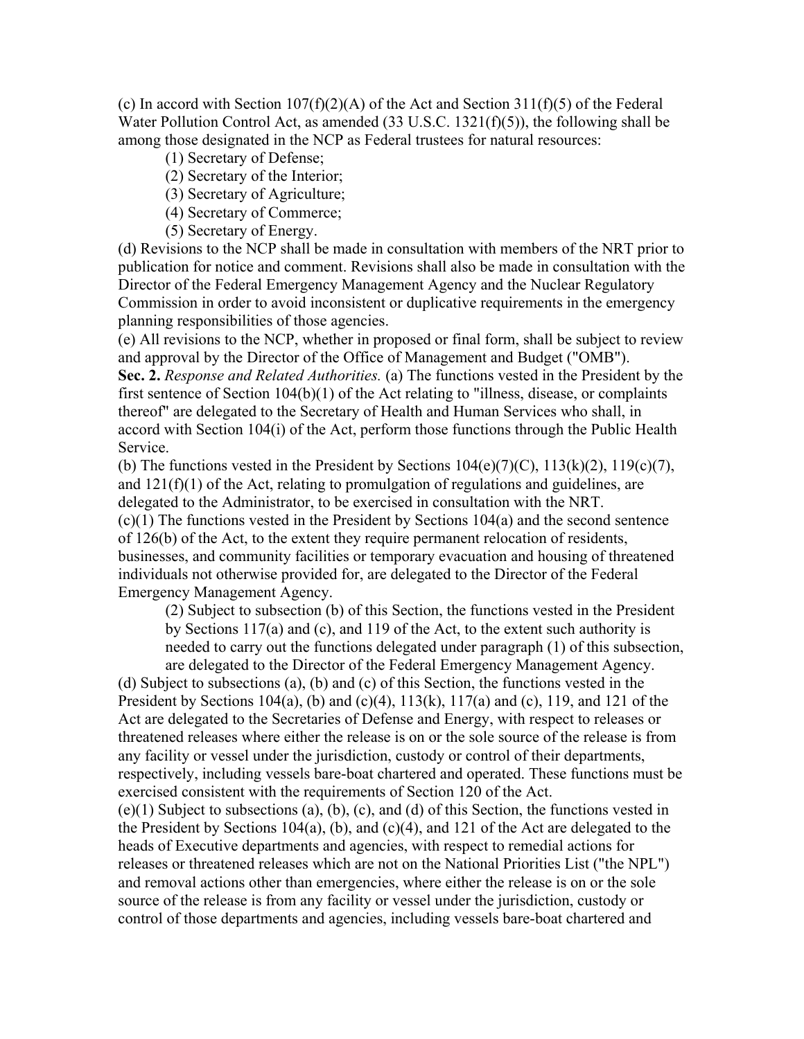(c) In accord with Section 107(f)(2)(A) of the Act and Section 311(f)(5) of the Federal Water Pollution Control Act, as amended (33 U.S.C. 1321(f)(5)), the following shall be among those designated in the NCP as Federal trustees for natural resources:

(1) Secretary of Defense;

(2) Secretary of the Interior;

(3) Secretary of Agriculture;

(4) Secretary of Commerce;

(5) Secretary of Energy.

(d) Revisions to the NCP shall be made in consultation with members of the NRT prior to publication for notice and comment. Revisions shall also be made in consultation with the Director of the Federal Emergency Management Agency and the Nuclear Regulatory Commission in order to avoid inconsistent or duplicative requirements in the emergency planning responsibilities of those agencies.

(e) All revisions to the NCP, whether in proposed or final form, shall be subject to review and approval by the Director of the Office of Management and Budget ("OMB").

**Sec. 2.** *Response and Related Authorities.* (a) The functions vested in the President by the first sentence of Section 104(b)(1) of the Act relating to "illness, disease, or complaints thereof" are delegated to the Secretary of Health and Human Services who shall, in accord with Section 104(i) of the Act, perform those functions through the Public Health Service.

(b) The functions vested in the President by Sections 104(e)(7)(C), 113(k)(2), 119(c)(7), and 121(f)(1) of the Act, relating to promulgation of regulations and guidelines, are delegated to the Administrator, to be exercised in consultation with the NRT.

(c)(1) The functions vested in the President by Sections 104(a) and the second sentence of 126(b) of the Act, to the extent they require permanent relocation of residents, businesses, and community facilities or temporary evacuation and housing of threatened individuals not otherwise provided for, are delegated to the Director of the Federal Emergency Management Agency.

(2) Subject to subsection (b) of this Section, the functions vested in the President by Sections 117(a) and (c), and 119 of the Act, to the extent such authority is needed to carry out the functions delegated under paragraph (1) of this subsection, are delegated to the Director of the Federal Emergency Management Agency.

(d) Subject to subsections (a), (b) and (c) of this Section, the functions vested in the President by Sections 104(a), (b) and (c)(4), 113(k), 117(a) and (c), 119, and 121 of the Act are delegated to the Secretaries of Defense and Energy, with respect to releases or threatened releases where either the release is on or the sole source of the release is from any facility or vessel under the jurisdiction, custody or control of their departments, respectively, including vessels bare-boat chartered and operated. These functions must be exercised consistent with the requirements of Section 120 of the Act.

(e)(1) Subject to subsections (a), (b), (c), and (d) of this Section, the functions vested in the President by Sections 104(a), (b), and (c)(4), and 121 of the Act are delegated to the heads of Executive departments and agencies, with respect to remedial actions for releases or threatened releases which are not on the National Priorities List ("the NPL") and removal actions other than emergencies, where either the release is on or the sole source of the release is from any facility or vessel under the jurisdiction, custody or control of those departments and agencies, including vessels bare-boat chartered and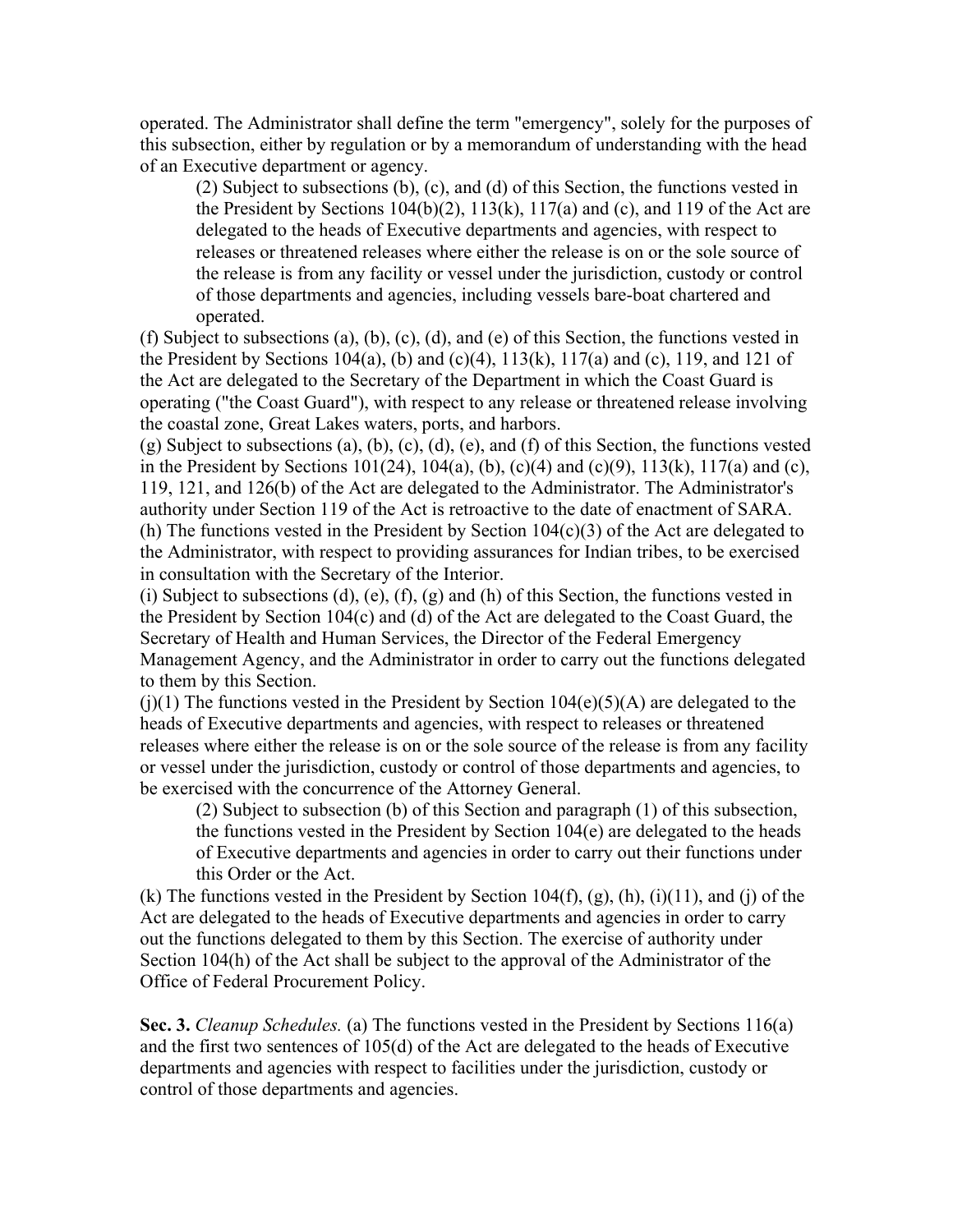operated. The Administrator shall define the term "emergency", solely for the purposes of this subsection, either by regulation or by a memorandum of understanding with the head of an Executive department or agency.

(2) Subject to subsections (b), (c), and (d) of this Section, the functions vested in the President by Sections 104(b)(2), 113(k), 117(a) and (c), and 119 of the Act are delegated to the heads of Executive departments and agencies, with respect to releases or threatened releases where either the release is on or the sole source of the release is from any facility or vessel under the jurisdiction, custody or control of those departments and agencies, including vessels bare-boat chartered and operated.

(f) Subject to subsections (a), (b), (c), (d), and (e) of this Section, the functions vested in the President by Sections 104(a), (b) and (c)(4), 113(k), 117(a) and (c), 119, and 121 of the Act are delegated to the Secretary of the Department in which the Coast Guard is operating ("the Coast Guard"), with respect to any release or threatened release involving the coastal zone, Great Lakes waters, ports, and harbors.

(g) Subject to subsections (a), (b), (c), (d), (e), and (f) of this Section, the functions vested in the President by Sections 101(24), 104(a), (b), (c)(4) and (c)(9), 113(k), 117(a) and (c), 119, 121, and 126(b) of the Act are delegated to the Administrator. The Administrator's authority under Section 119 of the Act is retroactive to the date of enactment of SARA.

(h) The functions vested in the President by Section 104(c)(3) of the Act are delegated to the Administrator, with respect to providing assurances for Indian tribes, to be exercised in consultation with the Secretary of the Interior.

(i) Subject to subsections (d), (e), (f), (g) and (h) of this Section, the functions vested in the President by Section 104(c) and (d) of the Act are delegated to the Coast Guard, the Secretary of Health and Human Services, the Director of the Federal Emergency Management Agency, and the Administrator in order to carry out the functions delegated to them by this Section.

(j)(1) The functions vested in the President by Section 104(e)(5)(A) are delegated to the heads of Executive departments and agencies, with respect to releases or threatened releases where either the release is on or the sole source of the release is from any facility or vessel under the jurisdiction, custody or control of those departments and agencies, to be exercised with the concurrence of the Attorney General.

(2) Subject to subsection (b) of this Section and paragraph (1) of this subsection, the functions vested in the President by Section 104(e) are delegated to the heads of Executive departments and agencies in order to carry out their functions under this Order or the Act.

(k) The functions vested in the President by Section 104(f), (g), (h), (i)(11), and (j) of the Act are delegated to the heads of Executive departments and agencies in order to carry out the functions delegated to them by this Section. The exercise of authority under Section 104(h) of the Act shall be subject to the approval of the Administrator of the Office of Federal Procurement Policy.

**Sec. 3.** *Cleanup Schedules.* (a) The functions vested in the President by Sections 116(a) and the first two sentences of 105(d) of the Act are delegated to the heads of Executive departments and agencies with respect to facilities under the jurisdiction, custody or control of those departments and agencies.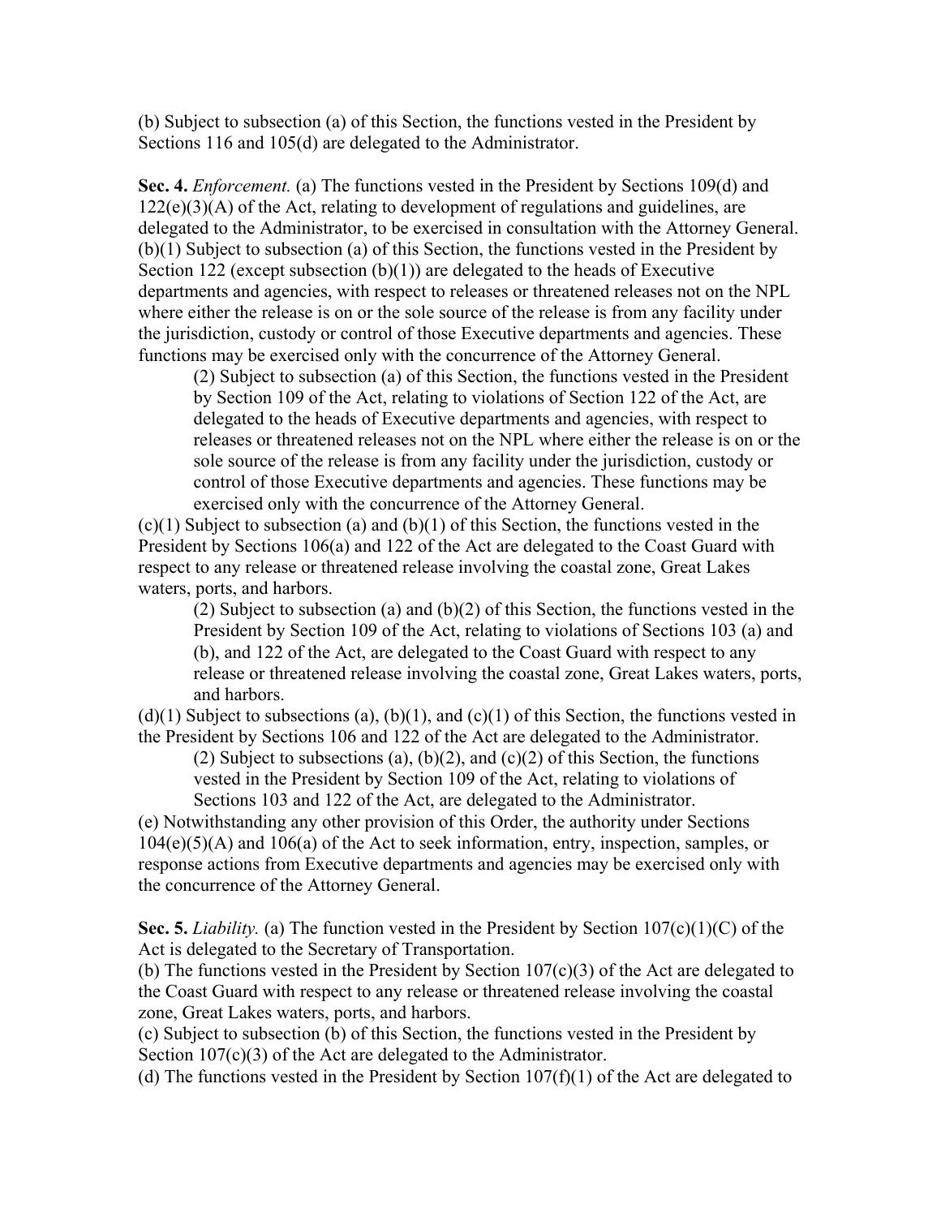(b) Subject to subsection (a) of this Section, the functions vested in the President by Sections 116 and 105(d) are delegated to the Administrator.

**Sec. 4.** *Enforcement.* (a) The functions vested in the President by Sections 109(d) and 122(e)(3)(A) of the Act, relating to development of regulations and guidelines, are delegated to the Administrator, to be exercised in consultation with the Attorney General.
(b)(1) Subject to subsection (a) of this Section, the functions vested in the President by Section 122 (except subsection (b)(1)) are delegated to the heads of Executive departments and agencies, with respect to releases or threatened releases not on the NPL where either the release is on or the sole source of the release is from any facility under the jurisdiction, custody or control of those Executive departments and agencies. These functions may be exercised only with the concurrence of the Attorney General.

> (2) Subject to subsection (a) of this Section, the functions vested in the President by Section 109 of the Act, relating to violations of Section 122 of the Act, are delegated to the heads of Executive departments and agencies, with respect to releases or threatened releases not on the NPL where either the release is on or the sole source of the release is from any facility under the jurisdiction, custody or control of those Executive departments and agencies. These functions may be exercised only with the concurrence of the Attorney General.

(c)(1) Subject to subsection (a) and (b)(1) of this Section, the functions vested in the President by Sections 106(a) and 122 of the Act are delegated to the Coast Guard with respect to any release or threatened release involving the coastal zone, Great Lakes waters, ports, and harbors.

> (2) Subject to subsection (a) and (b)(2) of this Section, the functions vested in the President by Section 109 of the Act, relating to violations of Sections 103 (a) and (b), and 122 of the Act, are delegated to the Coast Guard with respect to any release or threatened release involving the coastal zone, Great Lakes waters, ports, and harbors.

(d)(1) Subject to subsections (a), (b)(1), and (c)(1) of this Section, the functions vested in the President by Sections 106 and 122 of the Act are delegated to the Administrator.

> (2) Subject to subsections (a), (b)(2), and (c)(2) of this Section, the functions vested in the President by Section 109 of the Act, relating to violations of Sections 103 and 122 of the Act, are delegated to the Administrator.

(e) Notwithstanding any other provision of this Order, the authority under Sections 104(e)(5)(A) and 106(a) of the Act to seek information, entry, inspection, samples, or response actions from Executive departments and agencies may be exercised only with the concurrence of the Attorney General.

**Sec. 5.** *Liability.* (a) The function vested in the President by Section 107(c)(1)(C) of the Act is delegated to the Secretary of Transportation.
(b) The functions vested in the President by Section 107(c)(3) of the Act are delegated to the Coast Guard with respect to any release or threatened release involving the coastal zone, Great Lakes waters, ports, and harbors.
(c) Subject to subsection (b) of this Section, the functions vested in the President by Section 107(c)(3) of the Act are delegated to the Administrator.
(d) The functions vested in the President by Section 107(f)(1) of the Act are delegated to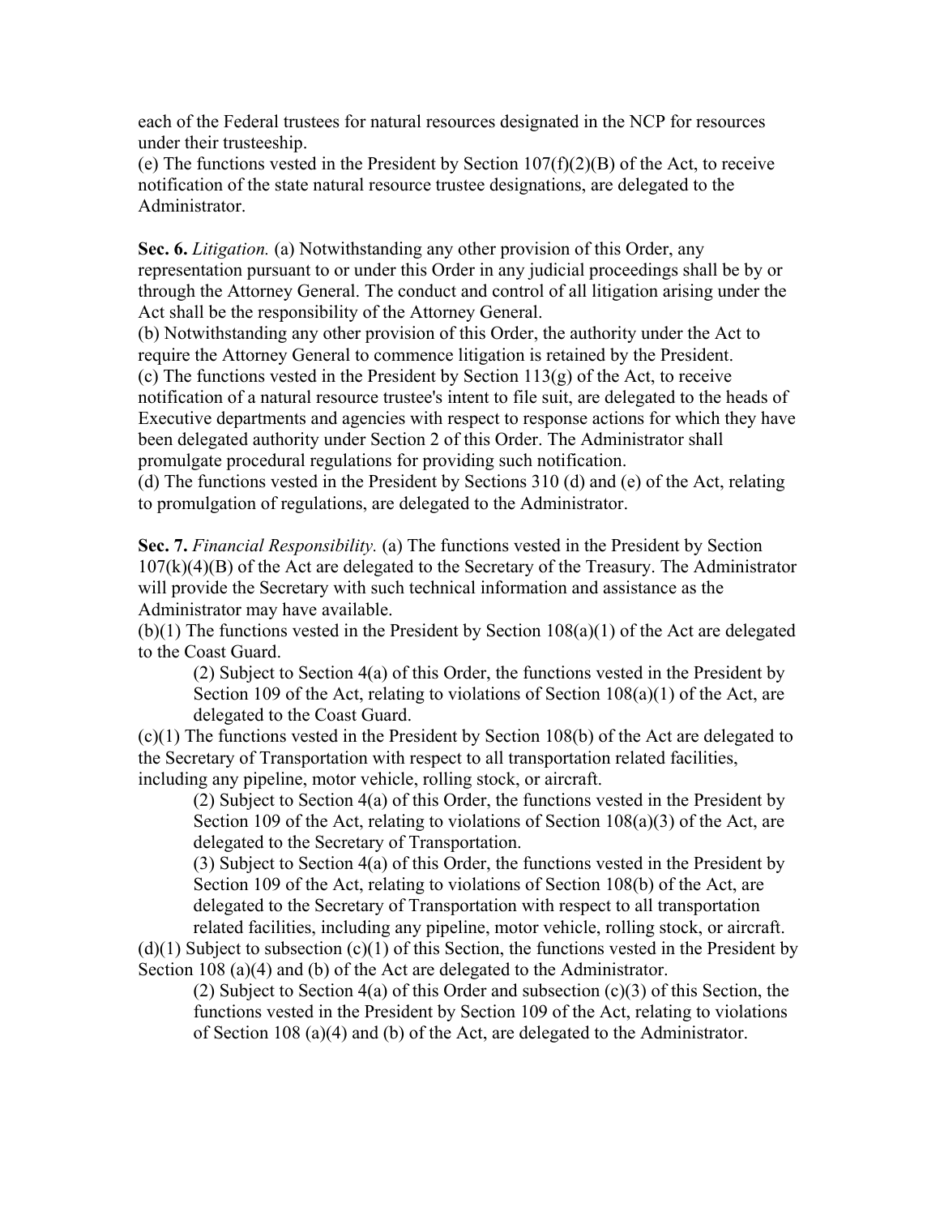each of the Federal trustees for natural resources designated in the NCP for resources under their trusteeship.

(e) The functions vested in the President by Section 107(f)(2)(B) of the Act, to receive notification of the state natural resource trustee designations, are delegated to the Administrator.

**Sec. 6.** *Litigation.* (a) Notwithstanding any other provision of this Order, any representation pursuant to or under this Order in any judicial proceedings shall be by or through the Attorney General. The conduct and control of all litigation arising under the Act shall be the responsibility of the Attorney General.

(b) Notwithstanding any other provision of this Order, the authority under the Act to require the Attorney General to commence litigation is retained by the President.

(c) The functions vested in the President by Section 113(g) of the Act, to receive notification of a natural resource trustee's intent to file suit, are delegated to the heads of Executive departments and agencies with respect to response actions for which they have been delegated authority under Section 2 of this Order. The Administrator shall promulgate procedural regulations for providing such notification.

(d) The functions vested in the President by Sections 310 (d) and (e) of the Act, relating to promulgation of regulations, are delegated to the Administrator.

**Sec. 7.** *Financial Responsibility.* (a) The functions vested in the President by Section 107(k)(4)(B) of the Act are delegated to the Secretary of the Treasury. The Administrator will provide the Secretary with such technical information and assistance as the Administrator may have available.

(b)(1) The functions vested in the President by Section 108(a)(1) of the Act are delegated to the Coast Guard.

> (2) Subject to Section 4(a) of this Order, the functions vested in the President by Section 109 of the Act, relating to violations of Section 108(a)(1) of the Act, are delegated to the Coast Guard.

(c)(1) The functions vested in the President by Section 108(b) of the Act are delegated to the Secretary of Transportation with respect to all transportation related facilities, including any pipeline, motor vehicle, rolling stock, or aircraft.

> (2) Subject to Section 4(a) of this Order, the functions vested in the President by Section 109 of the Act, relating to violations of Section 108(a)(3) of the Act, are delegated to the Secretary of Transportation.
>
> (3) Subject to Section 4(a) of this Order, the functions vested in the President by Section 109 of the Act, relating to violations of Section 108(b) of the Act, are delegated to the Secretary of Transportation with respect to all transportation related facilities, including any pipeline, motor vehicle, rolling stock, or aircraft.

(d)(1) Subject to subsection (c)(1) of this Section, the functions vested in the President by Section 108 (a)(4) and (b) of the Act are delegated to the Administrator.

> (2) Subject to Section 4(a) of this Order and subsection (c)(3) of this Section, the functions vested in the President by Section 109 of the Act, relating to violations of Section 108 (a)(4) and (b) of the Act, are delegated to the Administrator.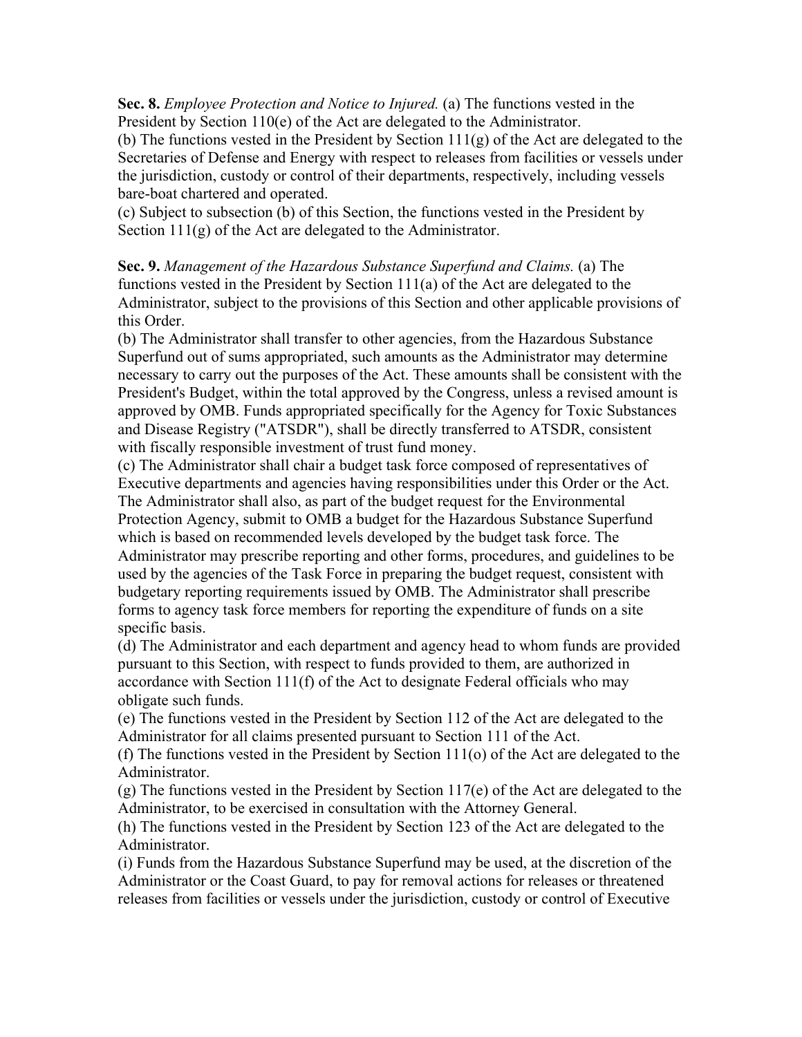**Sec. 8.** *Employee Protection and Notice to Injured.* (a) The functions vested in the President by Section 110(e) of the Act are delegated to the Administrator.

(b) The functions vested in the President by Section 111(g) of the Act are delegated to the Secretaries of Defense and Energy with respect to releases from facilities or vessels under the jurisdiction, custody or control of their departments, respectively, including vessels bare-boat chartered and operated.

(c) Subject to subsection (b) of this Section, the functions vested in the President by Section 111(g) of the Act are delegated to the Administrator.

**Sec. 9.** *Management of the Hazardous Substance Superfund and Claims.* (a) The functions vested in the President by Section 111(a) of the Act are delegated to the Administrator, subject to the provisions of this Section and other applicable provisions of this Order.

(b) The Administrator shall transfer to other agencies, from the Hazardous Substance Superfund out of sums appropriated, such amounts as the Administrator may determine necessary to carry out the purposes of the Act. These amounts shall be consistent with the President's Budget, within the total approved by the Congress, unless a revised amount is approved by OMB. Funds appropriated specifically for the Agency for Toxic Substances and Disease Registry ("ATSDR"), shall be directly transferred to ATSDR, consistent with fiscally responsible investment of trust fund money.

(c) The Administrator shall chair a budget task force composed of representatives of Executive departments and agencies having responsibilities under this Order or the Act. The Administrator shall also, as part of the budget request for the Environmental Protection Agency, submit to OMB a budget for the Hazardous Substance Superfund which is based on recommended levels developed by the budget task force. The Administrator may prescribe reporting and other forms, procedures, and guidelines to be used by the agencies of the Task Force in preparing the budget request, consistent with budgetary reporting requirements issued by OMB. The Administrator shall prescribe forms to agency task force members for reporting the expenditure of funds on a site specific basis.

(d) The Administrator and each department and agency head to whom funds are provided pursuant to this Section, with respect to funds provided to them, are authorized in accordance with Section 111(f) of the Act to designate Federal officials who may obligate such funds.

(e) The functions vested in the President by Section 112 of the Act are delegated to the Administrator for all claims presented pursuant to Section 111 of the Act.

(f) The functions vested in the President by Section 111(o) of the Act are delegated to the Administrator.

(g) The functions vested in the President by Section 117(e) of the Act are delegated to the Administrator, to be exercised in consultation with the Attorney General.

(h) The functions vested in the President by Section 123 of the Act are delegated to the Administrator.

(i) Funds from the Hazardous Substance Superfund may be used, at the discretion of the Administrator or the Coast Guard, to pay for removal actions for releases or threatened releases from facilities or vessels under the jurisdiction, custody or control of Executive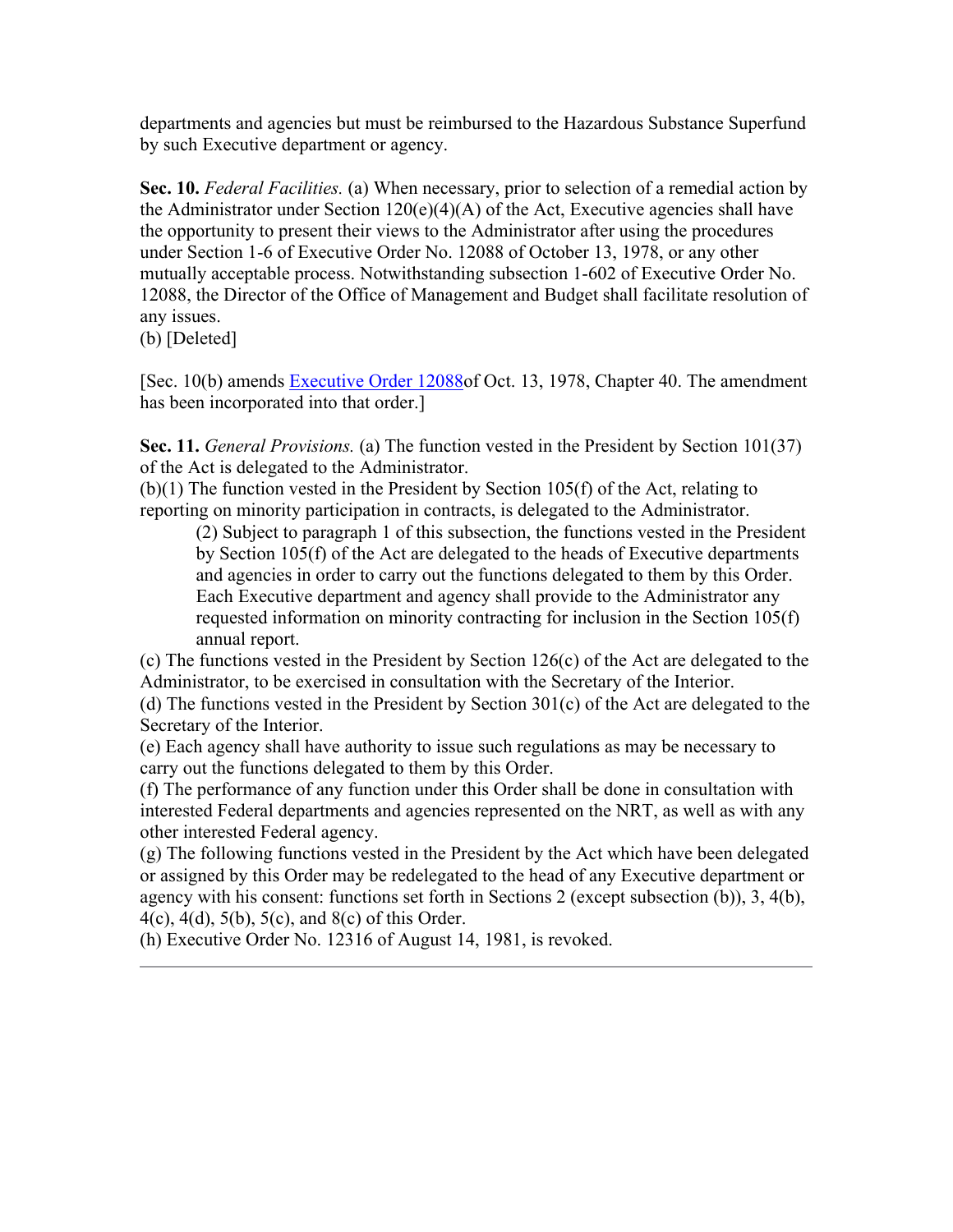departments and agencies but must be reimbursed to the Hazardous Substance Superfund by such Executive department or agency.

**Sec. 10.** *Federal Facilities.* (a) When necessary, prior to selection of a remedial action by the Administrator under Section 120(e)(4)(A) of the Act, Executive agencies shall have the opportunity to present their views to the Administrator after using the procedures under Section 1-6 of Executive Order No. 12088 of October 13, 1978, or any other mutually acceptable process. Notwithstanding subsection 1-602 of Executive Order No. 12088, the Director of the Office of Management and Budget shall facilitate resolution of any issues.
(b) [Deleted]

[Sec. 10(b) amends Executive Order 12088of Oct. 13, 1978, Chapter 40. The amendment has been incorporated into that order.]

**Sec. 11.** *General Provisions.* (a) The function vested in the President by Section 101(37) of the Act is delegated to the Administrator.
(b)(1) The function vested in the President by Section 105(f) of the Act, relating to reporting on minority participation in contracts, is delegated to the Administrator.

> (2) Subject to paragraph 1 of this subsection, the functions vested in the President by Section 105(f) of the Act are delegated to the heads of Executive departments and agencies in order to carry out the functions delegated to them by this Order. Each Executive department and agency shall provide to the Administrator any requested information on minority contracting for inclusion in the Section 105(f) annual report.

(c) The functions vested in the President by Section 126(c) of the Act are delegated to the Administrator, to be exercised in consultation with the Secretary of the Interior.
(d) The functions vested in the President by Section 301(c) of the Act are delegated to the Secretary of the Interior.
(e) Each agency shall have authority to issue such regulations as may be necessary to carry out the functions delegated to them by this Order.
(f) The performance of any function under this Order shall be done in consultation with interested Federal departments and agencies represented on the NRT, as well as with any other interested Federal agency.
(g) The following functions vested in the President by the Act which have been delegated or assigned by this Order may be redelegated to the head of any Executive department or agency with his consent: functions set forth in Sections 2 (except subsection (b)), 3, 4(b), 4(c), 4(d), 5(b), 5(c), and 8(c) of this Order.
(h) Executive Order No. 12316 of August 14, 1981, is revoked.